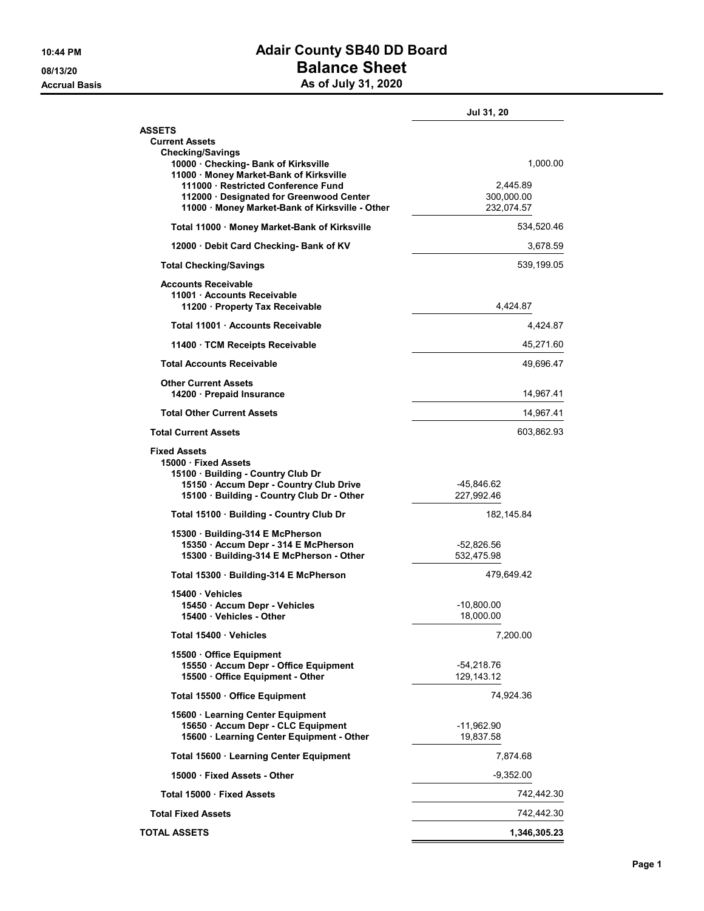# Adair County SB40 DD Board

## Balance Sheet

### As of July 31, 2020

10:44 PM
08/13/20
Accrual Basis

| | | Jul 31, 20 |
|---|---|---|
| **ASSETS** | | |
| **Current Assets** | | |
| **Checking/Savings** | | |
| 10000 · Checking- Bank of Kirksville | | 1,000.00 |
| 11000 · Money Market-Bank of Kirksville | | |
| 111000 · Restricted Conference Fund | 2,445.89 | |
| 112000 · Designated for Greenwood Center | 300,000.00 | |
| 11000 · Money Market-Bank of Kirksville - Other | 232,074.57 | |
| **Total 11000 · Money Market-Bank of Kirksville** | | 534,520.46 |
| 12000 · Debit Card Checking- Bank of KV | | 3,678.59 |
| **Total Checking/Savings** | | 539,199.05 |
| **Accounts Receivable** | | |
| 11001 · Accounts Receivable | | |
| 11200 · Property Tax Receivable | 4,424.87 | |
| **Total 11001 · Accounts Receivable** | | 4,424.87 |
| 11400 · TCM Receipts Receivable | | 45,271.60 |
| **Total Accounts Receivable** | | 49,696.47 |
| **Other Current Assets** | | |
| 14200 · Prepaid Insurance | | 14,967.41 |
| **Total Other Current Assets** | | 14,967.41 |
| **Total Current Assets** | | 603,862.93 |
| **Fixed Assets** | | |
| 15000 · Fixed Assets | | |
| 15100 · Building - Country Club Dr | | |
| 15150 · Accum Depr - Country Club Drive | -45,846.62 | |
| 15100 · Building - Country Club Dr - Other | 227,992.46 | |
| **Total 15100 · Building - Country Club Dr** | 182,145.84 | |
| 15300 · Building-314 E McPherson | | |
| 15350 · Accum Depr - 314 E McPherson | -52,826.56 | |
| 15300 · Building-314 E McPherson - Other | 532,475.98 | |
| **Total 15300 · Building-314 E McPherson** | 479,649.42 | |
| 15400 · Vehicles | | |
| 15450 · Accum Depr - Vehicles | -10,800.00 | |
| 15400 · Vehicles - Other | 18,000.00 | |
| **Total 15400 · Vehicles** | 7,200.00 | |
| 15500 · Office Equipment | | |
| 15550 · Accum Depr - Office Equipment | -54,218.76 | |
| 15500 · Office Equipment - Other | 129,143.12 | |
| **Total 15500 · Office Equipment** | 74,924.36 | |
| 15600 · Learning Center Equipment | | |
| 15650 · Accum Depr - CLC Equipment | -11,962.90 | |
| 15600 · Learning Center Equipment - Other | 19,837.58 | |
| **Total 15600 · Learning Center Equipment** | 7,874.68 | |
| 15000 · Fixed Assets - Other | -9,352.00 | |
| **Total 15000 · Fixed Assets** | | 742,442.30 |
| **Total Fixed Assets** | | 742,442.30 |
| **TOTAL ASSETS** | | **1,346,305.23** |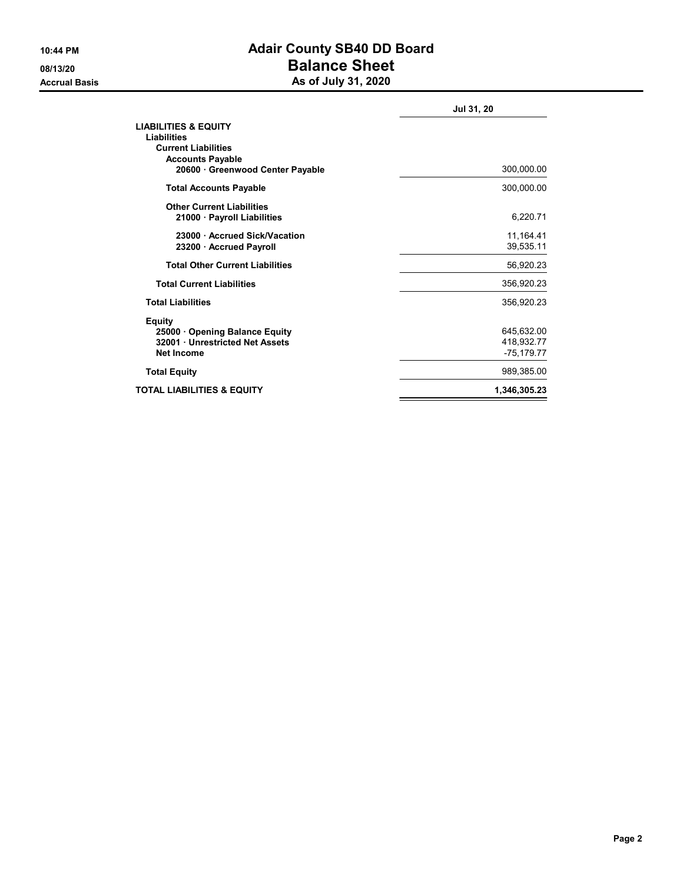# Adair County SB40 DD Board

## Balance Sheet

### As of July 31, 2020

10:44 PM
08/13/20
Accrual Basis

| | Jul 31, 20 |
|---|---|
| **LIABILITIES & EQUITY** | |
| **Liabilities** | |
| **Current Liabilities** | |
| **Accounts Payable** | |
| **20600 · Greenwood Center Payable** | 300,000.00 |
| **Total Accounts Payable** | 300,000.00 |
| **Other Current Liabilities** | |
| **21000 · Payroll Liabilities** | 6,220.71 |
| **23000 · Accrued Sick/Vacation** | 11,164.41 |
| **23200 · Accrued Payroll** | 39,535.11 |
| **Total Other Current Liabilities** | 56,920.23 |
| **Total Current Liabilities** | 356,920.23 |
| **Total Liabilities** | 356,920.23 |
| **Equity** | |
| **25000 · Opening Balance Equity** | 645,632.00 |
| **32001 · Unrestricted Net Assets** | 418,932.77 |
| **Net Income** | -75,179.77 |
| **Total Equity** | 989,385.00 |
| **TOTAL LIABILITIES & EQUITY** | **1,346,305.23** |